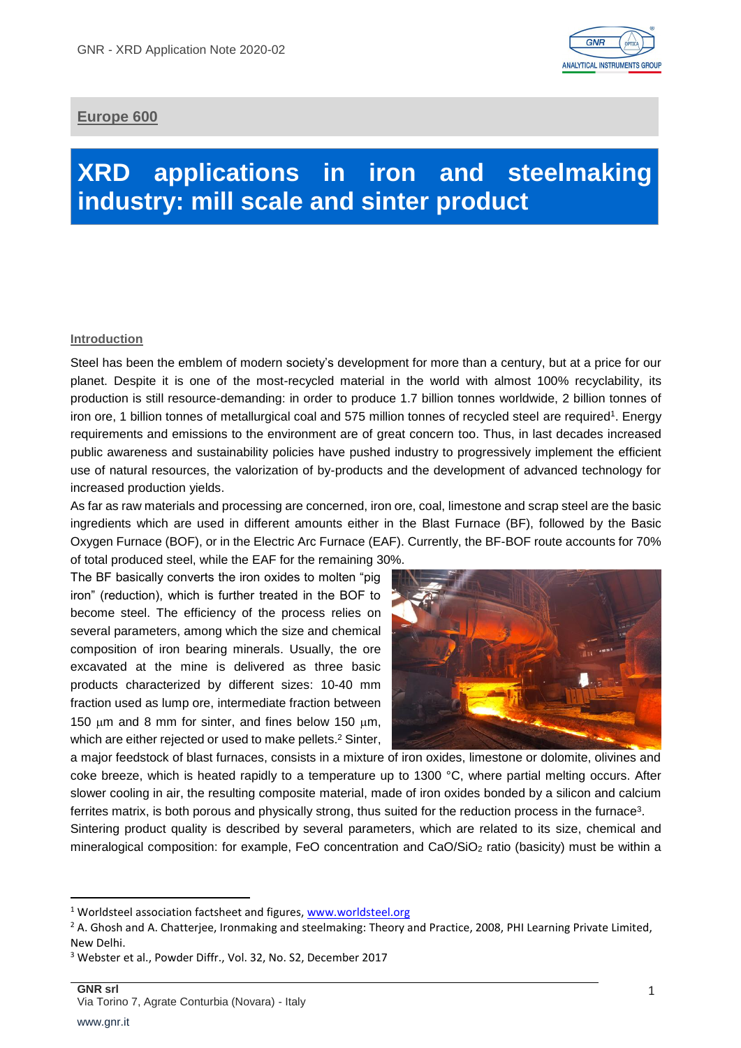**Europe 600**

# XRD applications in iron and steelmaking industry: mill scale and sinter product

## Introduction

Steel has been the emblem of modern society's development for more than a century, but at a price for our planet. Despite it is one of the most-recycled material in the world with almost 100% recyclability, its production is still resource-demanding: in order to produce 1.7 billion tonnes worldwide, 2 billion tonnes of iron ore, 1 billion tonnes of metallurgical coal and 575 million tonnes of recycled steel are required[1]. Energy requirements and emissions to the environment are of great concern too. Thus, in last decades increased public awareness and sustainability policies have pushed industry to progressively implement the efficient use of natural resources, the valorization of by-products and the development of advanced technology for increased production yields.

As far as raw materials and processing are concerned, iron ore, coal, limestone and scrap steel are the basic ingredients which are used in different amounts either in the Blast Furnace (BF), followed by the Basic Oxygen Furnace (BOF), or in the Electric Arc Furnace (EAF). Currently, the BF-BOF route accounts for 70% of total produced steel, while the EAF for the remaining 30%.

The BF basically converts the iron oxides to molten "pig iron" (reduction), which is further treated in the BOF to become steel. The efficiency of the process relies on several parameters, among which the size and chemical composition of iron bearing minerals. Usually, the ore excavated at the mine is delivered as three basic products characterized by different sizes: 10-40 mm fraction used as lump ore, intermediate fraction between 150 µm and 8 mm for sinter, and fines below 150 µm, which are either rejected or used to make pellets.[2] Sinter, a major feedstock of blast furnaces, consists in a mixture of iron oxides, limestone or dolomite, olivines and coke breeze, which is heated rapidly to a temperature up to 1300 °C, where partial melting occurs. After slower cooling in air, the resulting composite material, made of iron oxides bonded by a silicon and calcium ferrites matrix, is both porous and physically strong, thus suited for the reduction process in the furnace[3].

Sintering product quality is described by several parameters, which are related to its size, chemical and mineralogical composition: for example, FeO concentration and $CaO/SiO_2$ ratio (basicity) must be within a

[1] Worldsteel association factsheet and figures, www.worldsteel.org

[2] A. Ghosh and A. Chatterjee, Ironmaking and steelmaking: Theory and Practice, 2008, PHI Learning Private Limited, New Delhi.

[3] Webster et al., Powder Diffr., Vol. 32, No. S2, December 2017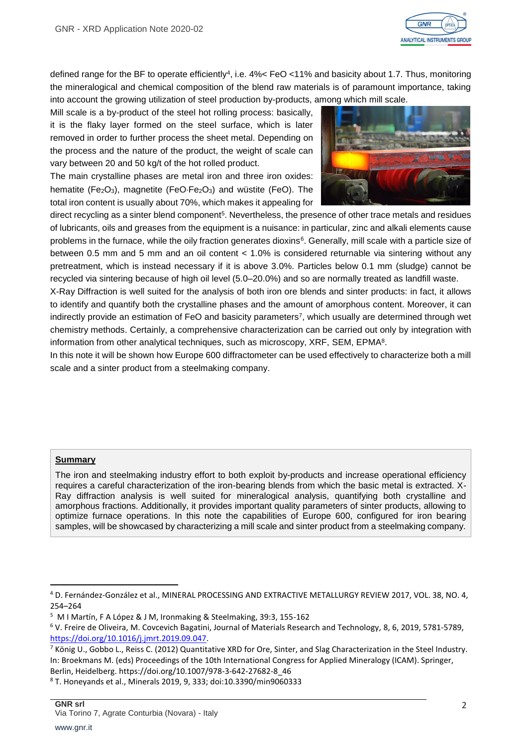defined range for the BF to operate efficiently[4], i.e. 4%< FeO <11% and basicity about 1.7. Thus, monitoring the mineralogical and chemical composition of the blend raw materials is of paramount importance, taking into account the growing utilization of steel production by-products, among which mill scale.

Mill scale is a by-product of the steel hot rolling process: basically, it is the flaky layer formed on the steel surface, which is later removed in order to further process the sheet metal. Depending on the process and the nature of the product, the weight of scale can vary between 20 and 50 kg/t of the hot rolled product.

The main crystalline phases are metal iron and three iron oxides: hematite ($Fe_2O_3$), magnetite ($FeO{\cdot}Fe_2O_3$) and wüstite (FeO). The total iron content is usually about 70%, which makes it appealing for direct recycling as a sinter blend component[5]. Nevertheless, the presence of other trace metals and residues of lubricants, oils and greases from the equipment is a nuisance: in particular, zinc and alkali elements cause problems in the furnace, while the oily fraction generates dioxins[6]. Generally, mill scale with a particle size of between 0.5 mm and 5 mm and an oil content < 1.0% is considered returnable via sintering without any pretreatment, which is instead necessary if it is above 3.0%. Particles below 0.1 mm (sludge) cannot be recycled via sintering because of high oil level (5.0–20.0%) and so are normally treated as landfill waste.

X-Ray Diffraction is well suited for the analysis of both iron ore blends and sinter products: in fact, it allows to identify and quantify both the crystalline phases and the amount of amorphous content. Moreover, it can indirectly provide an estimation of FeO and basicity parameters[7], which usually are determined through wet chemistry methods. Certainly, a comprehensive characterization can be carried out only by integration with information from other analytical techniques, such as microscopy, XRF, SEM, EPMA[8].

In this note it will be shown how Europe 600 diffractometer can be used effectively to characterize both a mill scale and a sinter product from a steelmaking company.

**Summary**

The iron and steelmaking industry effort to both exploit by-products and increase operational efficiency requires a careful characterization of the iron-bearing blends from which the basic metal is extracted. X-Ray diffraction analysis is well suited for mineralogical analysis, quantifying both crystalline and amorphous fractions. Additionally, it provides important quality parameters of sinter products, allowing to optimize furnace operations. In this note the capabilities of Europe 600, configured for iron bearing samples, will be showcased by characterizing a mill scale and sinter product from a steelmaking company.

---

[4] D. Fernández-González et al., MINERAL PROCESSING AND EXTRACTIVE METALLURGY REVIEW 2017, VOL. 38, NO. 4, 254–264

[5] M I Martín, F A López & J M, Ironmaking & Steelmaking, 39:3, 155-162

[6] V. Freire de Oliveira, M. Covcevich Bagatini, Journal of Materials Research and Technology, 8, 6, 2019, 5781-5789, https://doi.org/10.1016/j.jmrt.2019.09.047.

[7] König U., Gobbo L., Reiss C. (2012) Quantitative XRD for Ore, Sinter, and Slag Characterization in the Steel Industry. In: Broekmans M. (eds) Proceedings of the 10th International Congress for Applied Mineralogy (ICAM). Springer, Berlin, Heidelberg. https://doi.org/10.1007/978-3-642-27682-8_46

[8] T. Honeyands et al., Minerals 2019, 9, 333; doi:10.3390/min9060333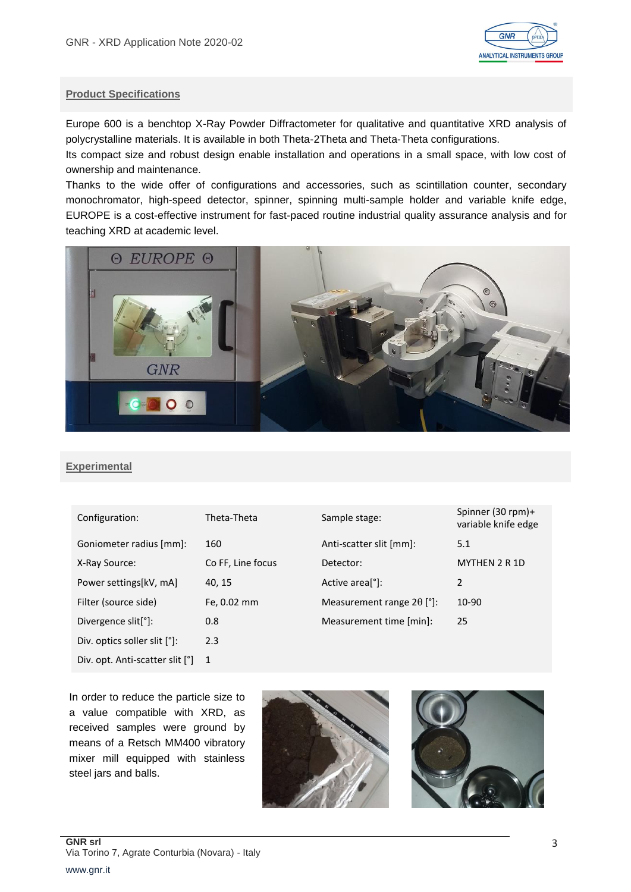## Product Specifications

Europe 600 is a benchtop X-Ray Powder Diffractometer for qualitative and quantitative XRD analysis of polycrystalline materials. It is available in both Theta-2Theta and Theta-Theta configurations.

Its compact size and robust design enable installation and operations in a small space, with low cost of ownership and maintenance.

Thanks to the wide offer of configurations and accessories, such as scintillation counter, secondary monochromator, high-speed detector, spinner, spinning multi-sample holder and variable knife edge, EUROPE is a cost-effective instrument for fast-paced routine industrial quality assurance analysis and for teaching XRD at academic level.

## Experimental

| Configuration: | Theta-Theta | Sample stage: | Spinner (30 rpm)+ variable knife edge |
|---|---|---|---|
| Goniometer radius [mm]: | 160 | Anti-scatter slit [mm]: | 5.1 |
| X-Ray Source: | Co FF, Line focus | Detector: | MYTHEN 2 R 1D |
| Power settings[kV, mA] | 40, 15 | Active area[°]: | 2 |
| Filter (source side) | Fe, 0.02 mm | Measurement range 2θ [°]: | 10-90 |
| Divergence slit[°]: | 0.8 | Measurement time [min]: | 25 |
| Div. optics soller slit [°]: | 2.3 | | |
| Div. opt. Anti-scatter slit [°] | 1 | | |

In order to reduce the particle size to a value compatible with XRD, as received samples were ground by means of a Retsch MM400 vibratory mixer mill equipped with stainless steel jars and balls.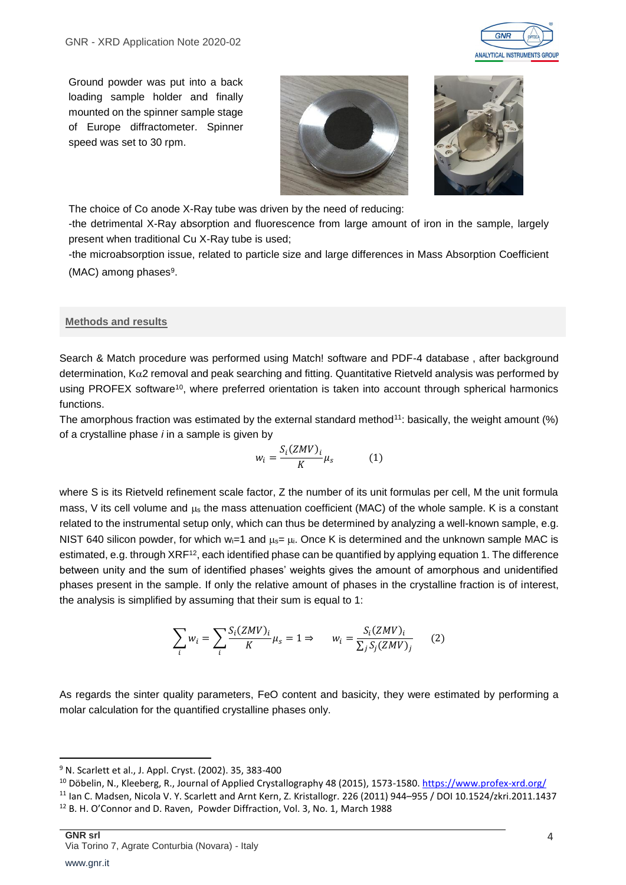Ground powder was put into a back loading sample holder and finally mounted on the spinner sample stage of Europe diffractometer. Spinner speed was set to 30 rpm.

The choice of Co anode X-Ray tube was driven by the need of reducing:

-the detrimental X-Ray absorption and fluorescence from large amount of iron in the sample, largely present when traditional Cu X-Ray tube is used;

-the microabsorption issue, related to particle size and large differences in Mass Absorption Coefficient (MAC) among phases[9].

## Methods and results

Search & Match procedure was performed using Match! software and PDF-4 database , after background determination, K$\alpha$2 removal and peak searching and fitting. Quantitative Rietveld analysis was performed by using PROFEX software[10], where preferred orientation is taken into account through spherical harmonics functions.

The amorphous fraction was estimated by the external standard method[11]: basically, the weight amount (%) of a crystalline phase *i* in a sample is given by

$$w_i = \frac{S_i(ZMV)_i}{K}\mu_s \qquad (1)$$

where S is its Rietveld refinement scale factor, Z the number of its unit formulas per cell, M the unit formula mass, V its cell volume and $\mu_s$ the mass attenuation coefficient (MAC) of the whole sample. K is a constant related to the instrumental setup only, which can thus be determined by analyzing a well-known sample, e.g. NIST 640 silicon powder, for which $w_i$=1 and $\mu_s = \mu_i$. Once K is determined and the unknown sample MAC is estimated, e.g. through XRF[12], each identified phase can be quantified by applying equation 1. The difference between unity and the sum of identified phases' weights gives the amount of amorphous and unidentified phases present in the sample. If only the relative amount of phases in the crystalline fraction is of interest, the analysis is simplified by assuming that their sum is equal to 1:

$$\sum_i w_i = \sum_i \frac{S_i(ZMV)_i}{K}\mu_s = 1 \Rightarrow \qquad w_i = \frac{S_i(ZMV)_i}{\sum_j S_j(ZMV)_j} \qquad (2)$$

As regards the sinter quality parameters, FeO content and basicity, they were estimated by performing a molar calculation for the quantified crystalline phases only.

---

[9] N. Scarlett et al., J. Appl. Cryst. (2002). 35, 383-400

[10] Döbelin, N., Kleeberg, R., Journal of Applied Crystallography 48 (2015), 1573-1580. https://www.profex-xrd.org/

[11] Ian C. Madsen, Nicola V. Y. Scarlett and Arnt Kern, Z. Kristallogr. 226 (2011) 944–955 / DOI 10.1524/zkri.2011.1437

[12] B. H. O'Connor and D. Raven, Powder Diffraction, Vol. 3, No. 1, March 1988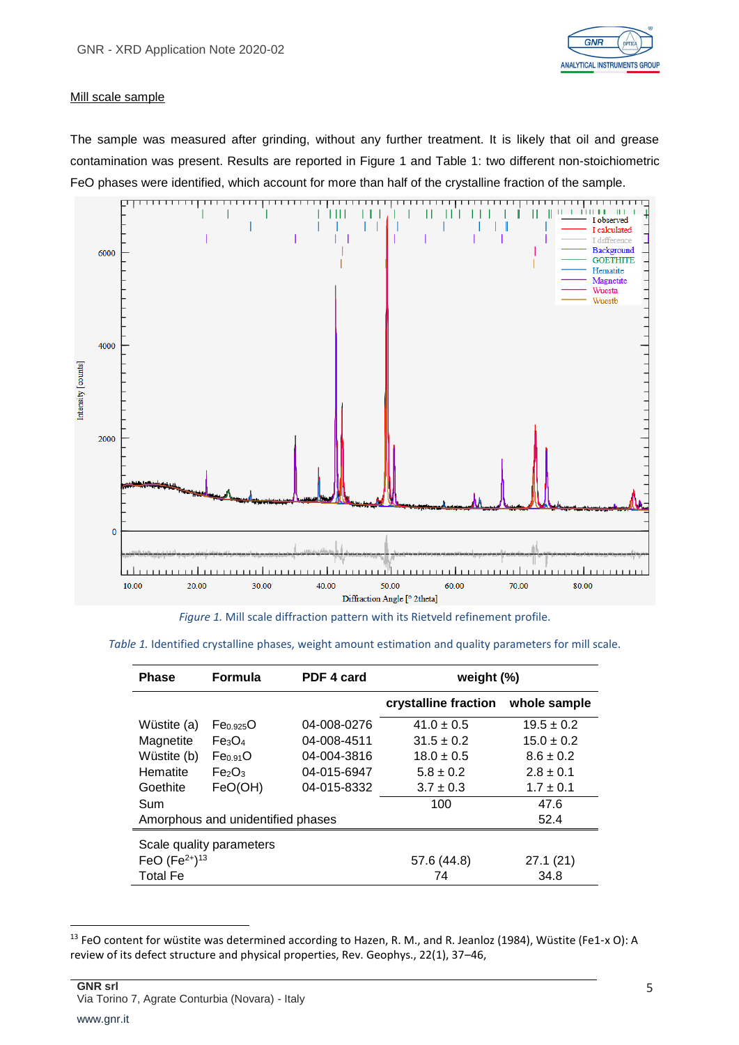Mill scale sample

The sample was measured after grinding, without any further treatment. It is likely that oil and grease contamination was present. Results are reported in Figure 1 and Table 1: two different non-stoichiometric FeO phases were identified, which account for more than half of the crystalline fraction of the sample.

*Figure 1.* Mill scale diffraction pattern with its Rietveld refinement profile.

*Table 1.* Identified crystalline phases, weight amount estimation and quality parameters for mill scale.

| Phase | Formula | PDF 4 card | weight (%) | |
|---|---|---|---|---|
| | | | crystalline fraction | whole sample |
| Wüstite (a) | $Fe_{0.925}O$ | 04-008-0276 | 41.0 ± 0.5 | 19.5 ± 0.2 |
| Magnetite | $Fe_3O_4$ | 04-008-4511 | 31.5 ± 0.2 | 15.0 ± 0.2 |
| Wüstite (b) | $Fe_{0.91}O$ | 04-004-3816 | 18.0 ± 0.5 | 8.6 ± 0.2 |
| Hematite | $Fe_2O_3$ | 04-015-6947 | 5.8 ± 0.2 | 2.8 ± 0.1 |
| Goethite | FeO(OH) | 04-015-8332 | 3.7 ± 0.3 | 1.7 ± 0.1 |
| Sum | | | 100 | 47.6 |
| Amorphous and unidentified phases | | | | 52.4 |
| Scale quality parameters | | | | |
| FeO ($Fe^{2+}$)[13] | | | 57.6 (44.8) | 27.1 (21) |
| Total Fe | | | 74 | 34.8 |

[13] FeO content for wüstite was determined according to Hazen, R. M., and R. Jeanloz (1984), Wüstite (Fe1-x O): A review of its defect structure and physical properties, Rev. Geophys., 22(1), 37–46,

GNR srl
Via Torino 7, Agrate Conturbia (Novara) - Italy
www.gnr.it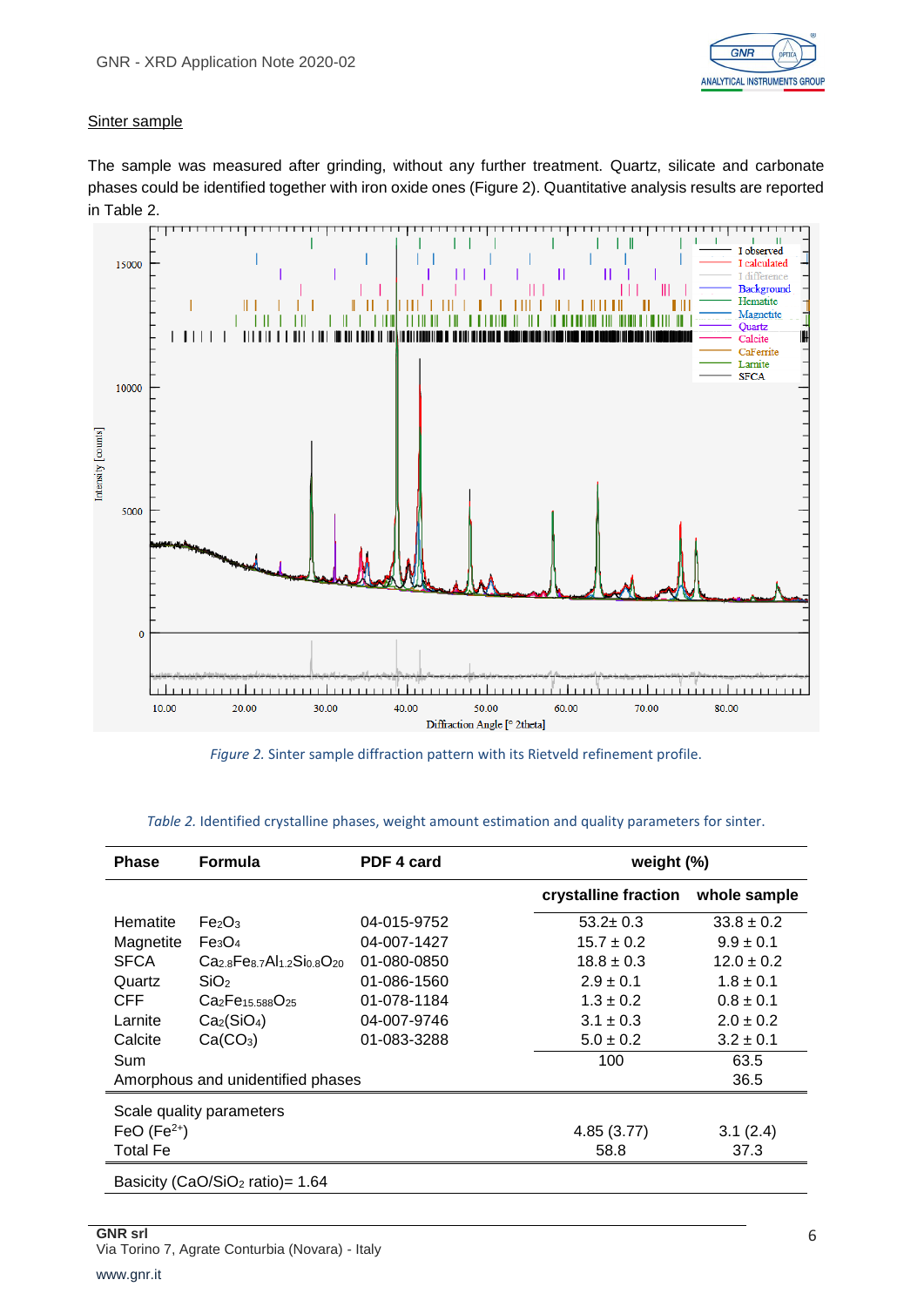Sinter sample

The sample was measured after grinding, without any further treatment. Quartz, silicate and carbonate phases could be identified together with iron oxide ones (Figure 2). Quantitative analysis results are reported in Table 2.

*Figure 2.* Sinter sample diffraction pattern with its Rietveld refinement profile.

*Table 2.* Identified crystalline phases, weight amount estimation and quality parameters for sinter.

| Phase | Formula | PDF 4 card | weight (%) | |
|---|---|---|---|---|
| | | | crystalline fraction | whole sample |
| Hematite | $Fe_2O_3$ | 04-015-9752 | 53.2± 0.3 | 33.8 ± 0.2 |
| Magnetite | $Fe_3O_4$ | 04-007-1427 | 15.7 ± 0.2 | 9.9 ± 0.1 |
| SFCA | $Ca_{2.8}Fe_{8.7}Al_{1.2}Si_{0.8}O_{20}$ | 01-080-0850 | 18.8 ± 0.3 | 12.0 ± 0.2 |
| Quartz | $SiO_2$ | 01-086-1560 | 2.9 ± 0.1 | 1.8 ± 0.1 |
| CFF | $Ca_2Fe_{15.588}O_{25}$ | 01-078-1184 | 1.3 ± 0.2 | 0.8 ± 0.1 |
| Larnite | $Ca_2(SiO_4)$ | 04-007-9746 | 3.1 ± 0.3 | 2.0 ± 0.2 |
| Calcite | $Ca(CO_3)$ | 01-083-3288 | 5.0 ± 0.2 | 3.2 ± 0.1 |
| Sum | | | 100 | 63.5 |
| Amorphous and unidentified phases | | | | 36.5 |
| Scale quality parameters | | | | |
| FeO ($Fe^{2+}$) | | | 4.85 (3.77) | 3.1 (2.4) |
| Total Fe | | | 58.8 | 37.3 |
| Basicity ($CaO/SiO_2$ ratio)= 1.64 | | | | |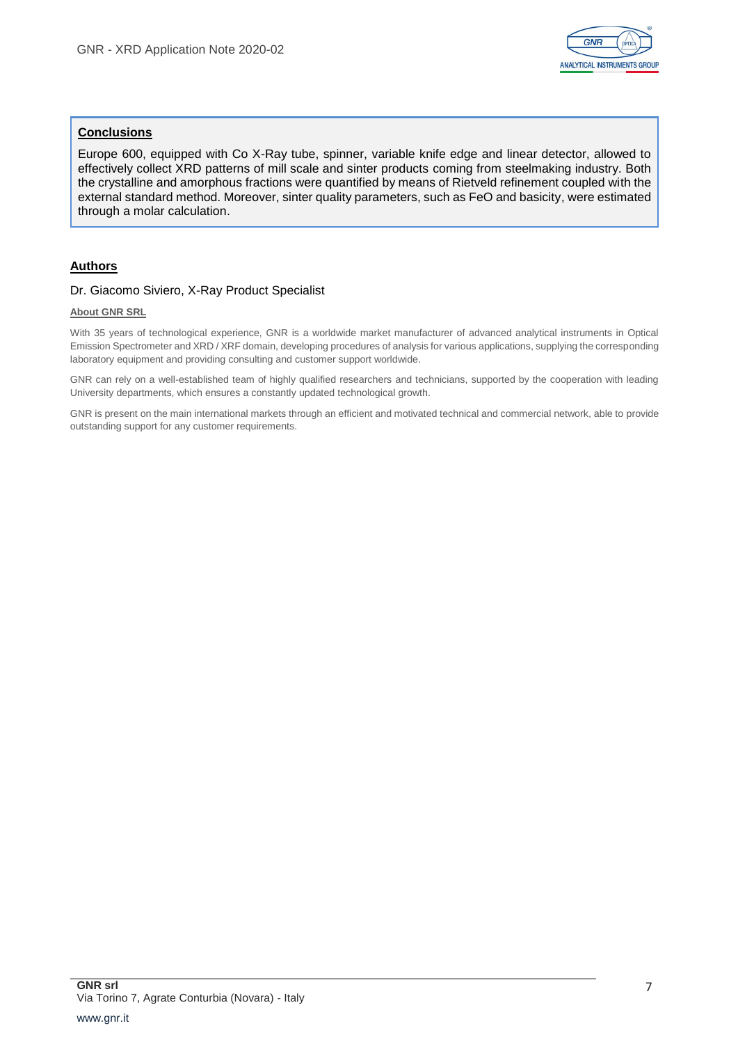## Conclusions

Europe 600, equipped with Co X-Ray tube, spinner, variable knife edge and linear detector, allowed to effectively collect XRD patterns of mill scale and sinter products coming from steelmaking industry. Both the crystalline and amorphous fractions were quantified by means of Rietveld refinement coupled with the external standard method. Moreover, sinter quality parameters, such as FeO and basicity, were estimated through a molar calculation.

## Authors

Dr. Giacomo Siviero, X-Ray Product Specialist

**About GNR SRL**

With 35 years of technological experience, GNR is a worldwide market manufacturer of advanced analytical instruments in Optical Emission Spectrometer and XRD / XRF domain, developing procedures of analysis for various applications, supplying the corresponding laboratory equipment and providing consulting and customer support worldwide.

GNR can rely on a well-established team of highly qualified researchers and technicians, supported by the cooperation with leading University departments, which ensures a constantly updated technological growth.

GNR is present on the main international markets through an efficient and motivated technical and commercial network, able to provide outstanding support for any customer requirements.

**GNR srl**
Via Torino 7, Agrate Conturbia (Novara) - Italy

www.gnr.it